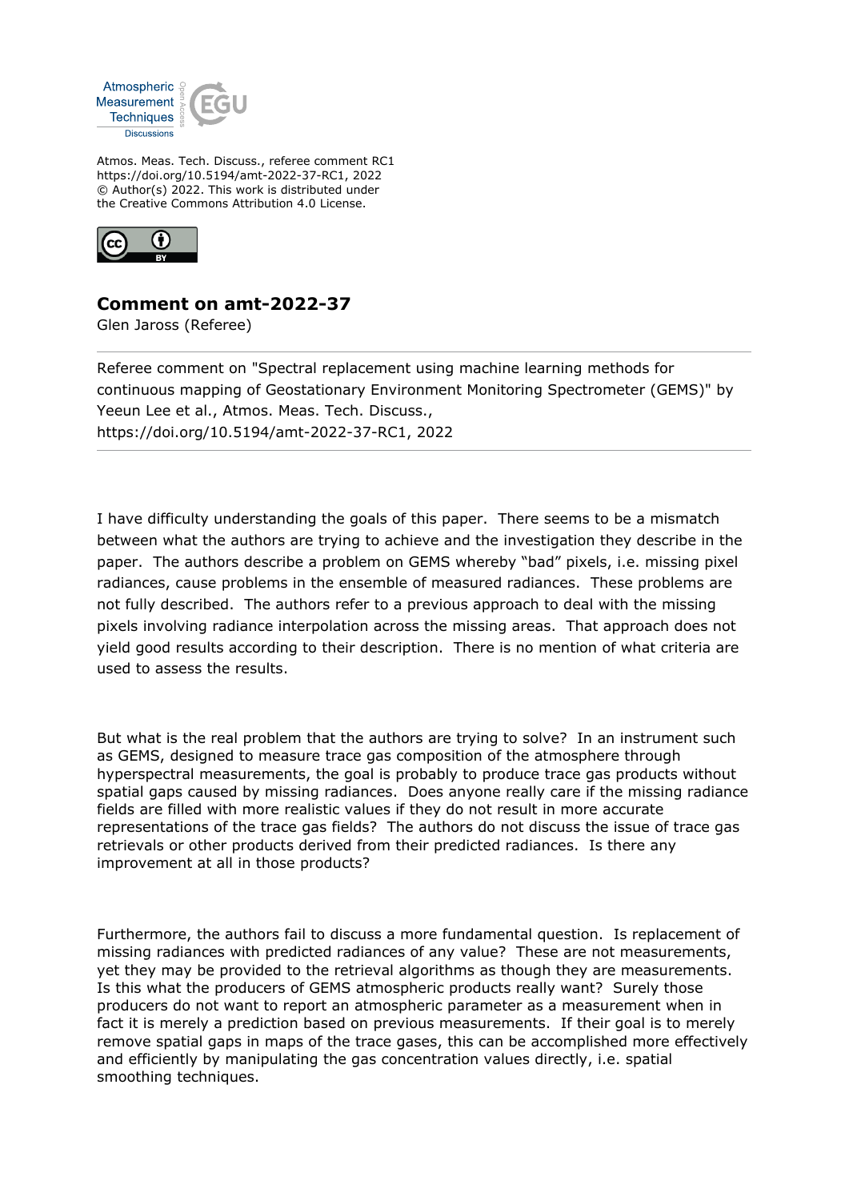Atmos. Meas. Tech. Discuss., referee comment RC1
https://doi.org/10.5194/amt-2022-37-RC1, 2022
© Author(s) 2022. This work is distributed under
the Creative Commons Attribution 4.0 License.

## Comment on amt-2022-37

Glen Jaross (Referee)

Referee comment on "Spectral replacement using machine learning methods for continuous mapping of Geostationary Environment Monitoring Spectrometer (GEMS)" by Yeeun Lee et al., Atmos. Meas. Tech. Discuss., https://doi.org/10.5194/amt-2022-37-RC1, 2022

I have difficulty understanding the goals of this paper. There seems to be a mismatch between what the authors are trying to achieve and the investigation they describe in the paper. The authors describe a problem on GEMS whereby "bad" pixels, i.e. missing pixel radiances, cause problems in the ensemble of measured radiances. These problems are not fully described. The authors refer to a previous approach to deal with the missing pixels involving radiance interpolation across the missing areas. That approach does not yield good results according to their description. There is no mention of what criteria are used to assess the results.

But what is the real problem that the authors are trying to solve? In an instrument such as GEMS, designed to measure trace gas composition of the atmosphere through hyperspectral measurements, the goal is probably to produce trace gas products without spatial gaps caused by missing radiances. Does anyone really care if the missing radiance fields are filled with more realistic values if they do not result in more accurate representations of the trace gas fields? The authors do not discuss the issue of trace gas retrievals or other products derived from their predicted radiances. Is there any improvement at all in those products?

Furthermore, the authors fail to discuss a more fundamental question. Is replacement of missing radiances with predicted radiances of any value? These are not measurements, yet they may be provided to the retrieval algorithms as though they are measurements. Is this what the producers of GEMS atmospheric products really want? Surely those producers do not want to report an atmospheric parameter as a measurement when in fact it is merely a prediction based on previous measurements. If their goal is to merely remove spatial gaps in maps of the trace gases, this can be accomplished more effectively and efficiently by manipulating the gas concentration values directly, i.e. spatial smoothing techniques.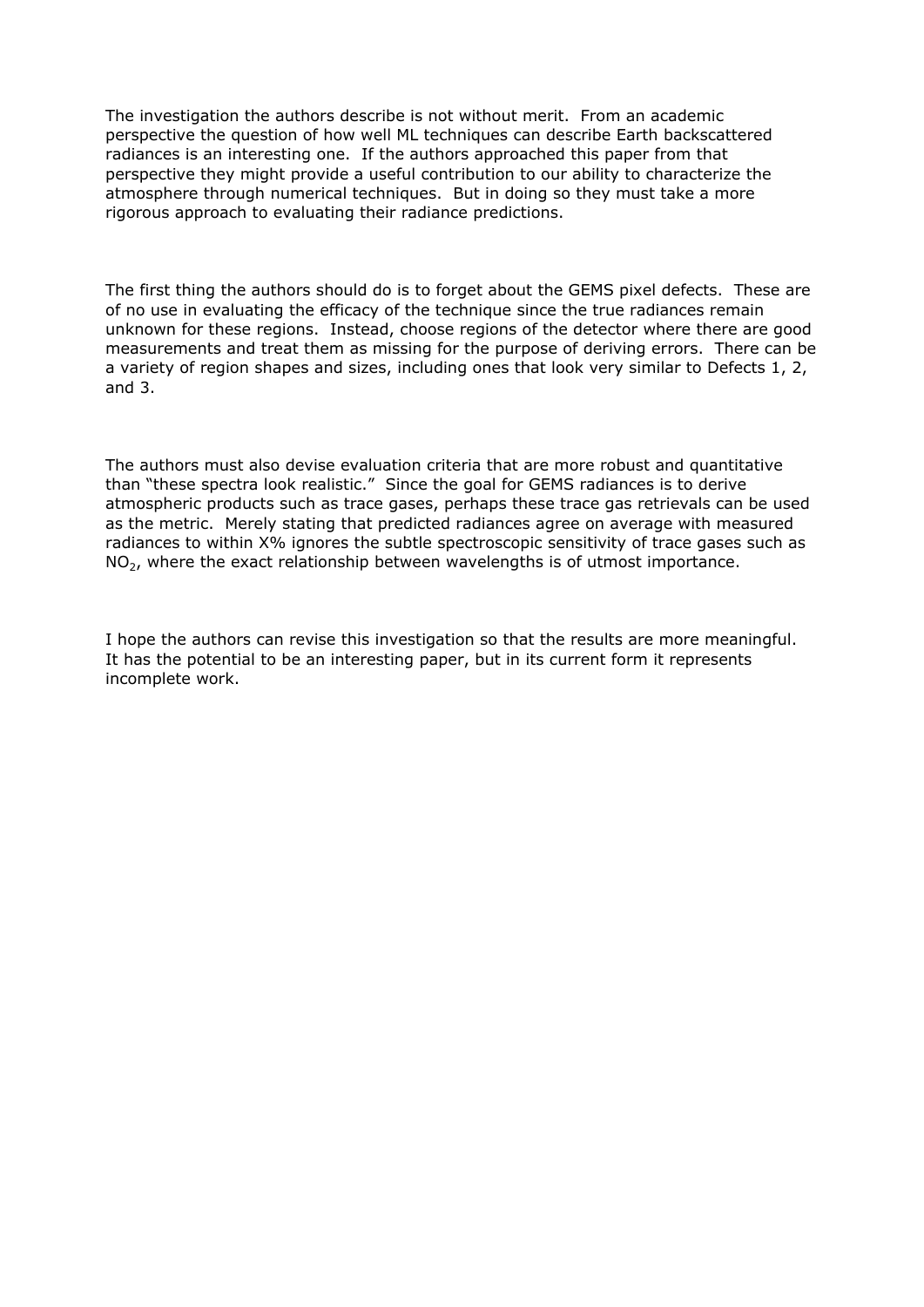The investigation the authors describe is not without merit. From an academic perspective the question of how well ML techniques can describe Earth backscattered radiances is an interesting one. If the authors approached this paper from that perspective they might provide a useful contribution to our ability to characterize the atmosphere through numerical techniques. But in doing so they must take a more rigorous approach to evaluating their radiance predictions.

The first thing the authors should do is to forget about the GEMS pixel defects. These are of no use in evaluating the efficacy of the technique since the true radiances remain unknown for these regions. Instead, choose regions of the detector where there are good measurements and treat them as missing for the purpose of deriving errors. There can be a variety of region shapes and sizes, including ones that look very similar to Defects 1, 2, and 3.

The authors must also devise evaluation criteria that are more robust and quantitative than "these spectra look realistic." Since the goal for GEMS radiances is to derive atmospheric products such as trace gases, perhaps these trace gas retrievals can be used as the metric. Merely stating that predicted radiances agree on average with measured radiances to within X% ignores the subtle spectroscopic sensitivity of trace gases such as $NO_2$, where the exact relationship between wavelengths is of utmost importance.

I hope the authors can revise this investigation so that the results are more meaningful. It has the potential to be an interesting paper, but in its current form it represents incomplete work.